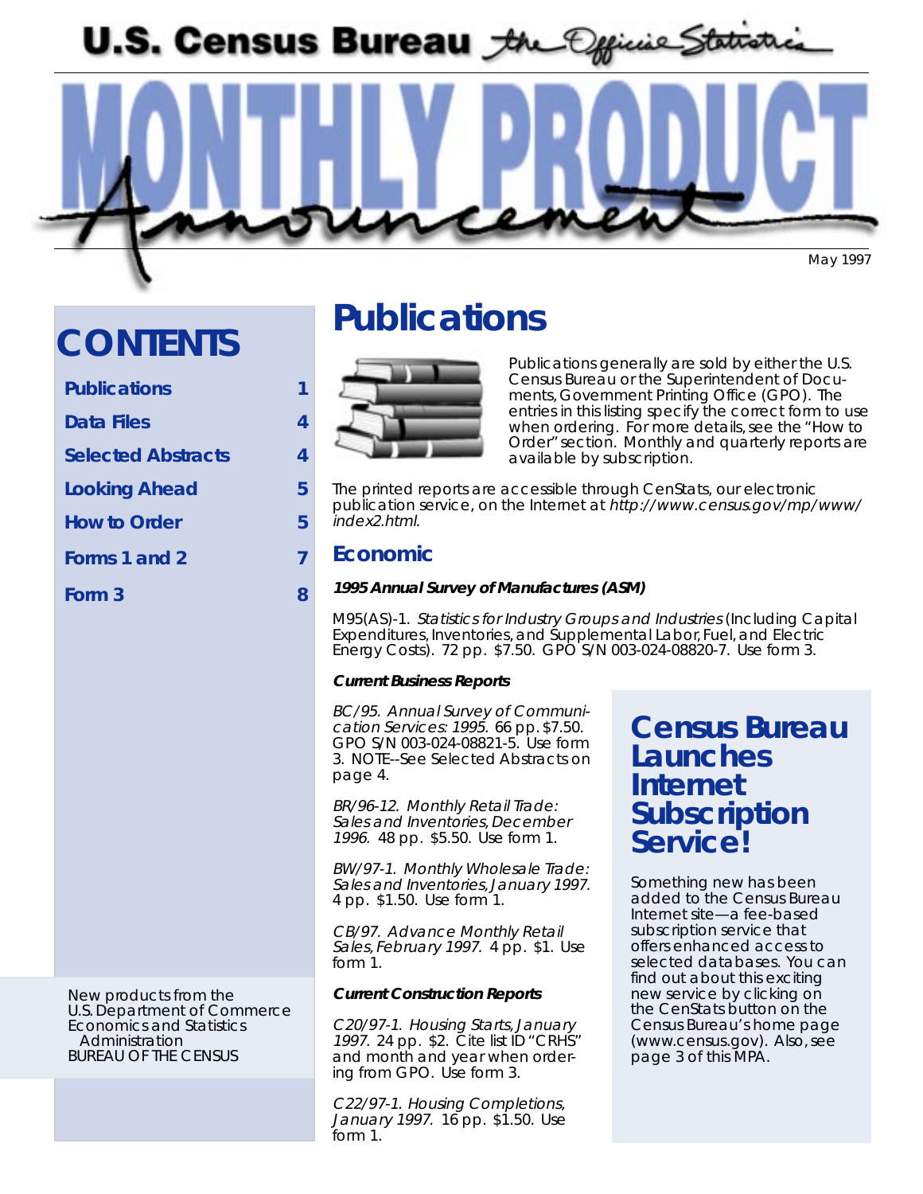# U.S. Census Bureau *the Official Statistics*

# MONTHLY PRODUCT Announcement

May 1997

## CONTENTS

| | |
|---|---|
| Publications | 1 |
| Data Files | 4 |
| Selected Abstracts | 4 |
| Looking Ahead | 5 |
| How to Order | 5 |
| Forms 1 and 2 | 7 |
| Form 3 | 8 |

New products from the
U.S. Department of Commerce
Economics and Statistics
Administration
BUREAU OF THE CENSUS

# Publications

Publications generally are sold by either the U.S. Census Bureau or the Superintendent of Documents, Government Printing Office (GPO). The entries in this listing specify the correct form to use when ordering. For more details, see the "How to Order" section. Monthly and quarterly reports are available by subscription.

The printed reports are accessible through CenStats, our electronic publication service, on the Internet at *http://www.census.gov/mp/www/index2.html.*

## Economic

***1995 Annual Survey of Manufactures (ASM)***

M95(AS)-1. *Statistics for Industry Groups and Industries* (Including Capital Expenditures, Inventories, and Supplemental Labor, Fuel, and Electric Energy Costs). 72 pp. $7.50. GPO S/N 003-024-08820-7. Use form 3.

***Current Business Reports***

BC/95. *Annual Survey of Communication Services: 1995.* 66 pp. $7.50. GPO S/N 003-024-08821-5. Use form 3. NOTE--See Selected Abstracts on page 4.

BR/96-12. *Monthly Retail Trade: Sales and Inventories, December 1996.* 48 pp. $5.50. Use form 1.

BW/97-1. *Monthly Wholesale Trade: Sales and Inventories, January 1997.* 4 pp. $1.50. Use form 1.

CB/97. *Advance Monthly Retail Sales, February 1997.* 4 pp. $1. Use form 1.

***Current Construction Reports***

C20/97-1. *Housing Starts, January 1997.* 24 pp. $2. Cite list ID "CRHS" and month and year when ordering from GPO. Use form 3.

C22/97-1. *Housing Completions, January 1997.* 16 pp. $1.50. Use form 1.

## Census Bureau Launches Internet Subscription Service!

Something new has been added to the Census Bureau Internet site—a fee-based subscription service that offers enhanced access to selected databases. You can find out about this exciting new service by clicking on the CenStats button on the Census Bureau's home page (www.census.gov). Also, see page 3 of this MPA.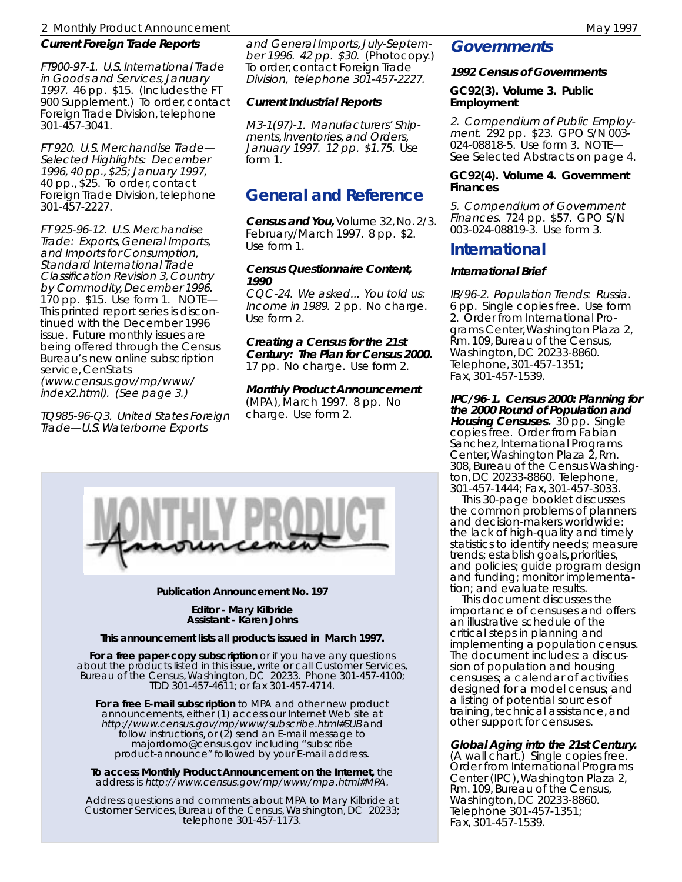**Current Foreign Trade Reports**

*FT900-97-1. U.S. International Trade in Goods and Services, January 1997.* 46 pp. $15. (Includes the FT 900 Supplement.) To order, contact Foreign Trade Division, telephone 301-457-3041.

*FT 920. U.S. Merchandise Trade—Selected Highlights: December 1996, 40 pp., $25; January 1997,* 40 pp., $25. To order, contact Foreign Trade Division, telephone 301-457-2227.

*FT 925-96-12. U.S. Merchandise Trade: Exports, General Imports, and Imports for Consumption, Standard International Trade Classification Revision 3, Country by Commodity, December 1996.* 170 pp. $15. Use form 1. NOTE—This printed report series is discontinued with the December 1996 issue. Future monthly issues are being offered through the Census Bureau's new online subscription service, CenStats *(www.census.gov/mp/www/index2.html). (See page 3.)*

*TQ985-96-Q3. United States Foreign Trade—U.S. Waterborne Exports and General Imports, July-September 1996. 42 pp. $30.* (Photocopy.) *To order, contact Foreign Trade Division, telephone 301-457-2227.*

**Current Industrial Reports**

*M3-1(97)-1. Manufacturers' Shipments, Inventories, and Orders, January 1997. 12 pp. $1.75.* Use form 1.

## General and Reference

***Census and You,*** Volume 32, No. 2/3. February/March 1997. 8 pp. $2. Use form 1.

***Census Questionnaire Content, 1990***
*CQC-24. We asked... You told us: Income in 1989.* 2 pp. No charge. Use form 2.

***Creating a Census for the 21st Century: The Plan for Census 2000.*** 17 pp. No charge. Use form 2.

***Monthly Product Announcement*** (MPA), March 1997. 8 pp. No charge. Use form 2.

MONTHLY PRODUCT Announcement

**Publication Announcement No. 197**

**Editor - Mary Kilbride**
**Assistant - Karen Johns**

**This announcement lists all products issued in March 1997.**

**For a free paper-copy subscription** or if you have any questions about the products listed in this issue, write or call Customer Services, Bureau of the Census, Washington, DC 20233. Phone 301-457-4100; TDD 301-457-4611; or fax 301-457-4714.

**For a free E-mail subscription** to MPA and other new product announcements, either (1) access our Internet Web site at *http://www.census.gov/mp/www/subscribe.html#SUB* and follow instructions, or (2) send an E-mail message to majordomo@census.gov including "subscribe product-announce" followed by your E-mail address.

**To access Monthly Product Announcement on the Internet,** the address is *http://www.census.gov/mp/www/mpa.html#MPA.*

Address questions and comments about MPA to Mary Kilbride at Customer Services, Bureau of the Census, Washington, DC 20233; telephone 301-457-1173.

## Governments

***1992 Census of Governments***

**GC92(3). Volume 3. Public Employment**

*2. Compendium of Public Employment.* 292 pp. $23. GPO S/N 003-024-08818-5. Use form 3. NOTE—See Selected Abstracts on page 4.

**GC92(4). Volume 4. Government Finances**

*5. Compendium of Government Finances.* 724 pp. $57. GPO S/N 003-024-08819-3. Use form 3.

## International

***International Brief***

*IB/96-2. Population Trends: Russia.* 6 pp. Single copies free. Use form 2. Order from International Programs Center, Washington Plaza 2, Rm. 109, Bureau of the Census, Washington, DC 20233-8860. Telephone, 301-457-1351; Fax, 301-457-1539.

***IPC/96-1. Census 2000: Planning for the 2000 Round of Population and Housing Censuses.*** 30 pp. Single copies free. Order from Fabian Sanchez, International Programs Center, Washington Plaza 2, Rm. 308, Bureau of the Census Washington, DC 20233-8860. Telephone, 301-457-1444; Fax, 301-457-3033.

This 30-page booklet discusses the common problems of planners and decision-makers worldwide: the lack of high-quality and timely statistics to identify needs; measure trends; establish goals, priorities, and policies; guide program design and funding; monitor implementation; and evaluate results.

This document discusses the importance of censuses and offers an illustrative schedule of the critical steps in planning and implementing a population census. The document includes: a discussion of population and housing censuses; a calendar of activities designed for a model census; and a listing of potential sources of training, technical assistance, and other support for censuses.

***Global Aging into the 21st Century.*** (A wall chart.) Single copies free. Order from International Programs Center (IPC), Washington Plaza 2, Rm. 109, Bureau of the Census, Washington, DC 20233-8860. Telephone 301-457-1351; Fax, 301-457-1539.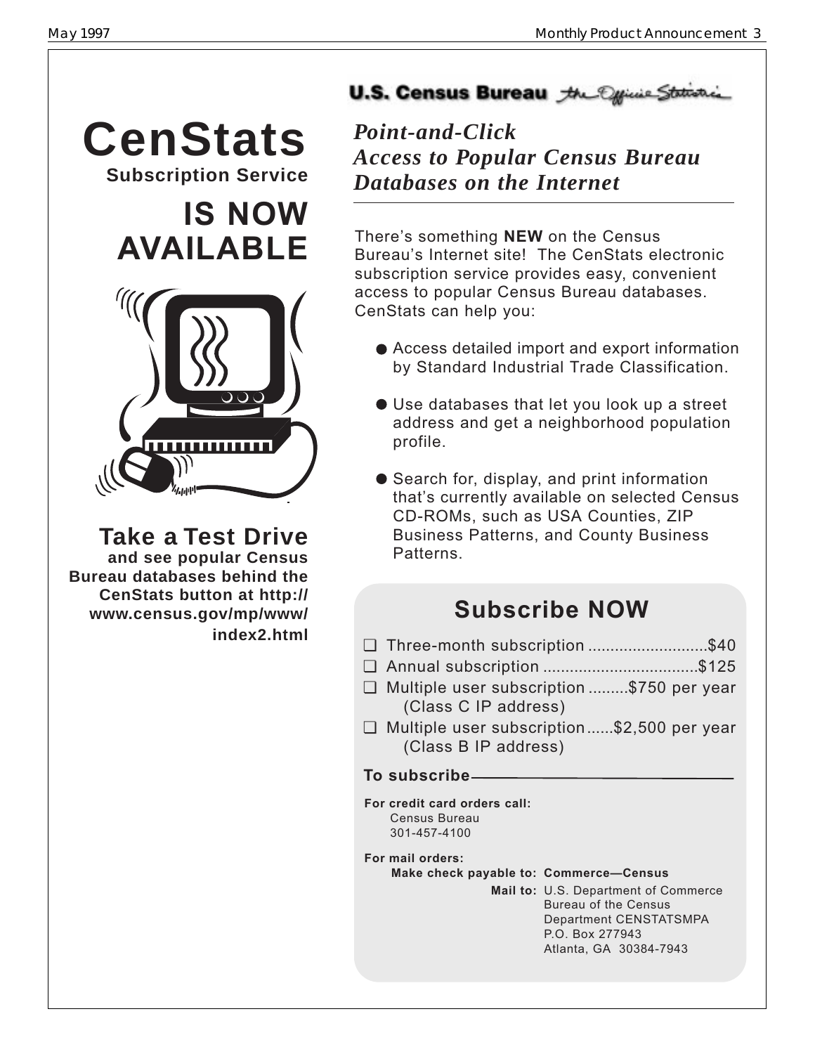# CenStats

**Subscription Service**

## IS NOW AVAILABLE

**Take a Test Drive**

**and see popular Census Bureau databases behind the CenStats button at http://www.census.gov/mp/www/index2.html**

**U.S. Census Bureau** *the Official Statistics*

## *Point-and-Click Access to Popular Census Bureau Databases on the Internet*

There's something **NEW** on the Census Bureau's Internet site! The CenStats electronic subscription service provides easy, convenient access to popular Census Bureau databases. CenStats can help you:

- Access detailed import and export information by Standard Industrial Trade Classification.
- Use databases that let you look up a street address and get a neighborhood population profile.
- Search for, display, and print information that's currently available on selected Census CD-ROMs, such as USA Counties, ZIP Business Patterns, and County Business Patterns.

## Subscribe NOW

- ❑ Three-month subscription ........................... $40
- ❑ Annual subscription .................................. $125
- ❑ Multiple user subscription ......... $750 per year (Class C IP address)
- ❑ Multiple user subscription ...... $2,500 per year (Class B IP address)

**To subscribe**

**For credit card orders call:**
Census Bureau
301-457-4100

**For mail orders:**
**Make check payable to: Commerce—Census**

**Mail to:** U.S. Department of Commerce
Bureau of the Census
Department CENSTATSMPA
P.O. Box 277943
Atlanta, GA 30384-7943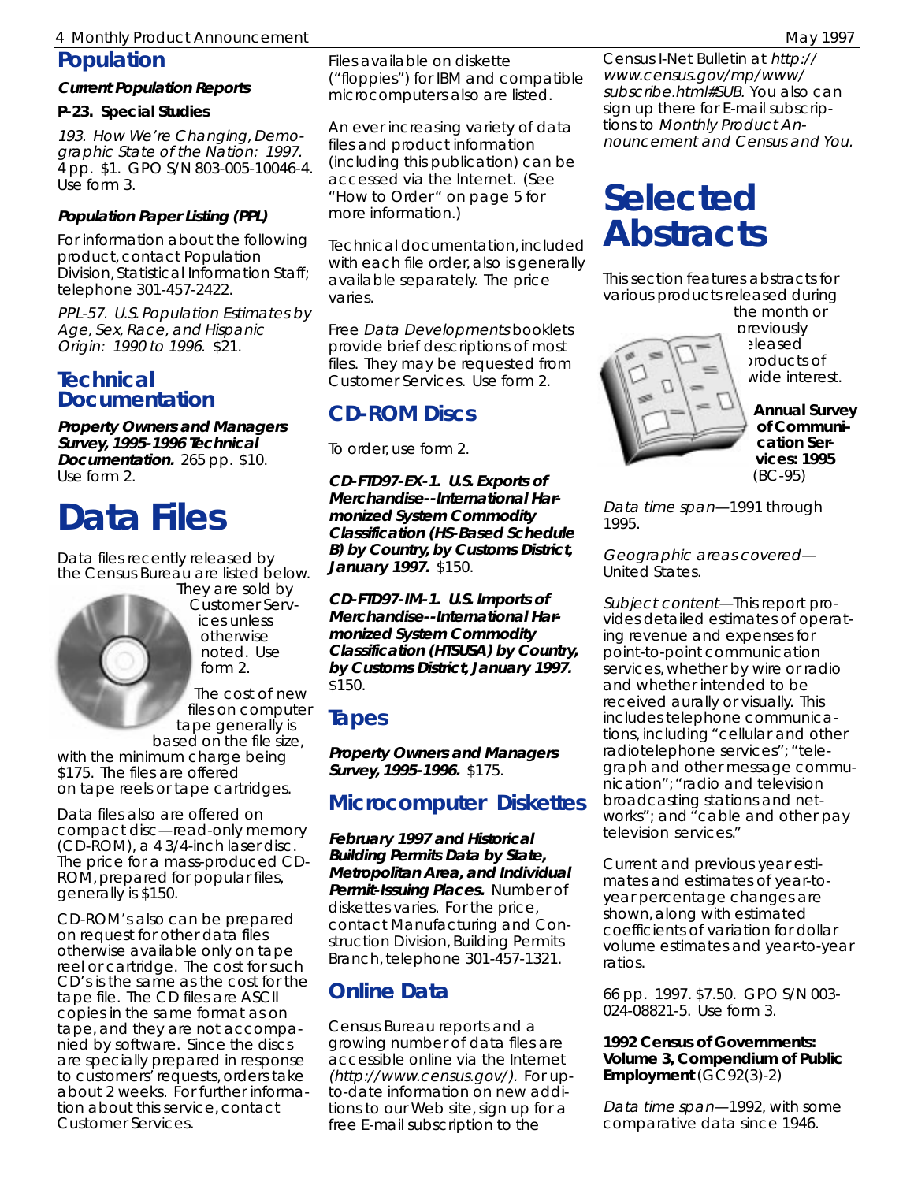## Population

### Current Population Reports

**P-23. Special Studies**

*193. How We're Changing, Demographic State of the Nation: 1997.* 4 pp. $1. GPO S/N 803-005-10046-4. Use form 3.

### Population Paper Listing (PPL)

For information about the following product, contact Population Division, Statistical Information Staff; telephone 301-457-2422.

*PPL-57. U.S. Population Estimates by Age, Sex, Race, and Hispanic Origin: 1990 to 1996.* $21.

## Technical Documentation

***Property Owners and Managers Survey, 1995-1996 Technical Documentation.*** 265 pp. $10. Use form 2.

# Data Files

Data files recently released by the Census Bureau are listed below. They are sold by Customer Services unless otherwise noted. Use form 2.

The cost of new files on computer tape generally is based on the file size, with the minimum charge being $175. The files are offered on tape reels or tape cartridges.

Data files also are offered on compact disc—read-only memory (CD-ROM), a 4 3/4-inch laser disc. The price for a mass-produced CD-ROM, prepared for popular files, generally is $150.

CD-ROM's also can be prepared on request for other data files otherwise available only on tape reel or cartridge. The cost for such CD's is the same as the cost for the tape file. The CD files are ASCII copies in the same format as on tape, and they are not accompanied by software. Since the discs are specially prepared in response to customers' requests, orders take about 2 weeks. For further information about this service, contact Customer Services.

Files available on diskette ("floppies") for IBM and compatible microcomputers also are listed.

An ever increasing variety of data files and product information (including this publication) can be accessed via the Internet. (See "How to Order" on page 5 for more information.)

Technical documentation, included with each file order, also is generally available separately. The price varies.

Free *Data Developments* booklets provide brief descriptions of most files. They may be requested from Customer Services. Use form 2.

## CD-ROM Discs

To order, use form 2.

***CD-FTD97-EX-1. U.S. Exports of Merchandise--International Harmonized System Commodity Classification (HS-Based Schedule B) by Country, by Customs District, January 1997.*** $150.

***CD-FTD97-IM-1. U.S. Imports of Merchandise--International Harmonized System Commodity Classification (HTSUSA) by Country, by Customs District, January 1997.*** $150.

## Tapes

***Property Owners and Managers Survey, 1995-1996.*** $175.

## Microcomputer Diskettes

***February 1997 and Historical Building Permits Data by State, Metropolitan Area, and Individual Permit-Issuing Places.*** Number of diskettes varies. For the price, contact Manufacturing and Construction Division, Building Permits Branch, telephone 301-457-1321.

## Online Data

Census Bureau reports and a growing number of data files are accessible online via the Internet *(http://www.census.gov/)*. For up-to-date information on new additions to our Web site, sign up for a free E-mail subscription to the Census I-Net Bulletin at *http://www.census.gov/mp/www/subscribe.html#SUB*. You also can sign up there for E-mail subscriptions to *Monthly Product Announcement* and *Census and You.*

# Selected Abstracts

This section features abstracts for various products released during the month or previously released products of wide interest.

**Annual Survey of Communication Services: 1995** (BC-95)

*Data time span*—1991 through 1995.

*Geographic areas covered*—United States.

*Subject content*—This report provides detailed estimates of operating revenue and expenses for point-to-point communication services, whether by wire or radio and whether intended to be received aurally or visually. This includes telephone communications, including "cellular and other radiotelephone services"; "telegraph and other message communication"; "radio and television broadcasting stations and networks"; and "cable and other pay television services."

Current and previous year estimates and estimates of year-to-year percentage changes are shown, along with estimated coefficients of variation for dollar volume estimates and year-to-year ratios.

66 pp. 1997. $7.50. GPO S/N 003-024-08821-5. Use form 3.

**1992 Census of Governments: Volume 3, Compendium of Public Employment** (GC92(3)-2)

*Data time span*—1992, with some comparative data since 1946.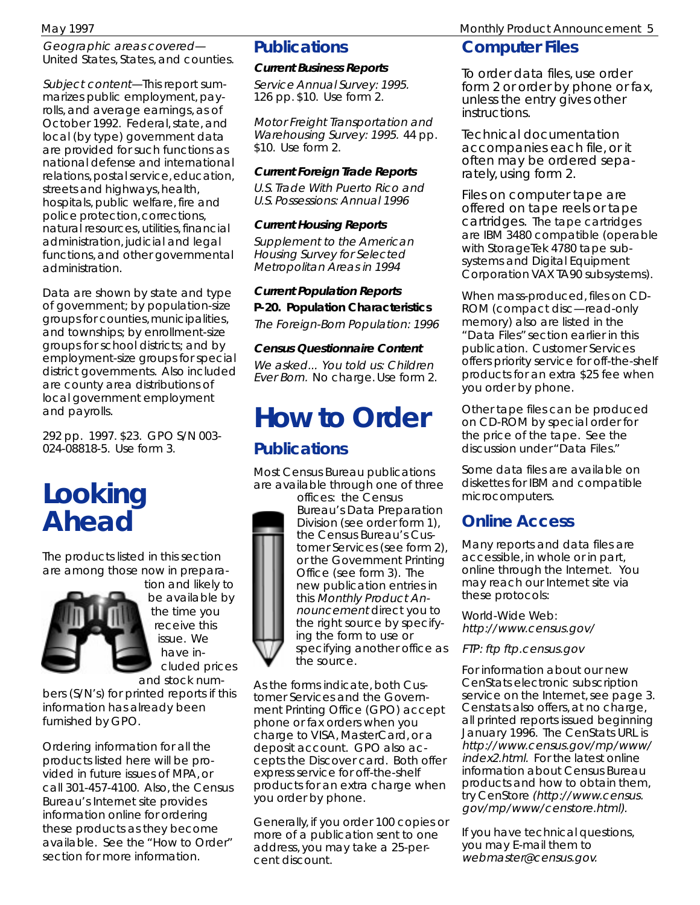*Geographic areas covered*—United States, States, and counties.

*Subject content*—This report summarizes public employment, payrolls, and average earnings, as of October 1992. Federal, state, and local (by type) government data are provided for such functions as national defense and international relations, postal service, education, streets and highways, health, hospitals, public welfare, fire and police protection, corrections, natural resources, utilities, financial administration, judicial and legal functions, and other governmental administration.

Data are shown by state and type of government; by population-size groups for counties, municipalities, and townships; by enrollment-size groups for school districts; and by employment-size groups for special district governments. Also included are county area distributions of local government employment and payrolls.

292 pp. 1997. $23. GPO S/N 003-024-08818-5. Use form 3.

# Looking Ahead

The products listed in this section are among those now in preparation and likely to be available by the time you receive this issue. We have included prices and stock numbers (S/N's) for printed reports if this information has already been furnished by GPO.

Ordering information for all the products listed here will be provided in future issues of MPA, or call 301-457-4100. Also, the Census Bureau's Internet site provides information online for ordering these products as they become available. See the "How to Order" section for more information.

## Publications

**Current Business Reports**

*Service Annual Survey: 1995.* 126 pp. $10. Use form 2.

*Motor Freight Transportation and Warehousing Survey: 1995.* 44 pp. $10. Use form 2.

**Current Foreign Trade Reports**

*U.S. Trade With Puerto Rico and U.S. Possessions: Annual 1996*

**Current Housing Reports**

*Supplement to the American Housing Survey for Selected Metropolitan Areas in 1994*

**Current Population Reports**

**P-20. Population Characteristics**

*The Foreign-Born Population: 1996*

**Census Questionnaire Content**

*We asked... You told us: Children Ever Born.* No charge. Use form 2.

# How to Order

## Publications

Most Census Bureau publications are available through one of three offices: the Census Bureau's Data Preparation Division (see order form 1), the Census Bureau's Customer Services (see form 2), or the Government Printing Office (see form 3). The new publication entries in this *Monthly Product Announcement* direct you to the right source by specifying the form to use or specifying another office as the source.

As the forms indicate, both Customer Services and the Government Printing Office (GPO) accept phone or fax orders when you charge to VISA, MasterCard, or a deposit account. GPO also accepts the Discover card. Both offer express service for off-the-shelf products for an extra charge when you order by phone.

Generally, if you order 100 copies or more of a publication sent to one address, you may take a 25-percent discount.

## Computer Files

To order data files, use order form 2 or order by phone or fax, unless the entry gives other instructions.

Technical documentation accompanies each file, or it often may be ordered separately, using form 2.

Files on computer tape are offered on tape reels or tape cartridges. The tape cartridges are IBM 3480 compatible (operable with StorageTek 4780 tape subsystems and Digital Equipment Corporation VAX TA90 subsystems).

When mass-produced, files on CD-ROM (compact disc—read-only memory) also are listed in the "Data Files" section earlier in this publication. Customer Services offers priority service for off-the-shelf products for an extra $25 fee when you order by phone.

Other tape files can be produced on CD-ROM by special order for the price of the tape. See the discussion under "Data Files."

Some data files are available on diskettes for IBM and compatible microcomputers.

## Online Access

Many reports and data files are accessible, in whole or in part, online through the Internet. You may reach our Internet site via these protocols:

World-Wide Web:
*http://www.census.gov/*

*FTP: ftp ftp.census.gov*

For information about our new CenStats electronic subscription service on the Internet, see page 3. Censtats also offers, at no charge, all printed reports issued beginning January 1996. The CenStats URL is *http://www.census.gov/mp/www/index2.html.* For the latest online information about Census Bureau products and how to obtain them, try CenStore *(http://www.census.gov/mp/www/censtore.html).*

If you have technical questions, you may E-mail them to *webmaster@census.gov.*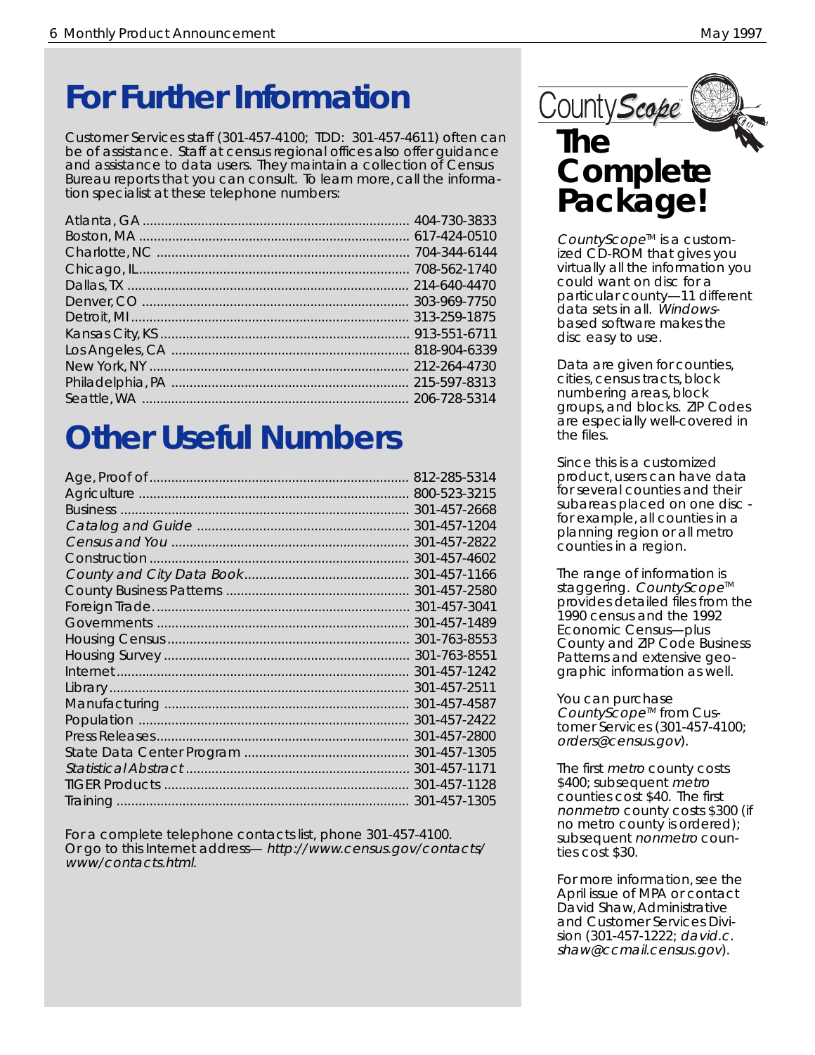# For Further Information

Customer Services staff (301-457-4100; TDD: 301-457-4611) often can be of assistance. Staff at census regional offices also offer guidance and assistance to data users. They maintain a collection of Census Bureau reports that you can consult. To learn more, call the information specialist at these telephone numbers:

| | |
|---|---|
| Atlanta, GA | 404-730-3833 |
| Boston, MA | 617-424-0510 |
| Charlotte, NC | 704-344-6144 |
| Chicago, IL | 708-562-1740 |
| Dallas, TX | 214-640-4470 |
| Denver, CO | 303-969-7750 |
| Detroit, MI | 313-259-1875 |
| Kansas City, KS | 913-551-6711 |
| Los Angeles, CA | 818-904-6339 |
| New York, NY | 212-264-4730 |
| Philadelphia, PA | 215-597-8313 |
| Seattle, WA | 206-728-5314 |

# Other Useful Numbers

| | |
|---|---|
| Age, Proof of | 812-285-5314 |
| Agriculture | 800-523-3215 |
| Business | 301-457-2668 |
| *Catalog and Guide* | 301-457-1204 |
| *Census and You* | 301-457-2822 |
| Construction | 301-457-4602 |
| *County and City Data Book* | 301-457-1166 |
| County Business Patterns | 301-457-2580 |
| Foreign Trade | 301-457-3041 |
| Governments | 301-457-1489 |
| Housing Census | 301-763-8553 |
| Housing Survey | 301-763-8551 |
| Internet | 301-457-1242 |
| Library | 301-457-2511 |
| Manufacturing | 301-457-4587 |
| Population | 301-457-2422 |
| Press Releases | 301-457-2800 |
| State Data Center Program | 301-457-1305 |
| *Statistical Abstract* | 301-457-1171 |
| TIGER Products | 301-457-1128 |
| Training | 301-457-1305 |

For a complete telephone contacts list, phone 301-457-4100. Or go to this Internet address— *http://www.census.gov/contacts/www/contacts.html.*

# CountyScope™ The Complete Package!

*CountyScope*™ is a customized CD-ROM that gives you virtually all the information you could want on disc for a particular county—11 different data sets in all. *Windows*-based software makes the disc easy to use.

Data are given for counties, cities, census tracts, block numbering areas, block groups, and blocks. ZIP Codes are especially well-covered in the files.

Since this is a customized product, users can have data for several counties and their subareas placed on one disc - for example, all counties in a planning region or all metro counties in a region.

The range of information is staggering. *CountyScope*™ provides detailed files from the 1990 census and the 1992 Economic Census—plus County and ZIP Code Business Patterns and extensive geographic information as well.

You can purchase *CountyScope*™ from Customer Services (301-457-4100; *orders@census.gov*).

The first *metro* county costs $400; subsequent *metro* counties cost $40. The first *nonmetro* county costs $300 (if no metro county is ordered); subsequent *nonmetro* counties cost $30.

For more information, see the April issue of MPA or contact David Shaw, Administrative and Customer Services Division (301-457-1222; *david.c.shaw@ccmail.census.gov*).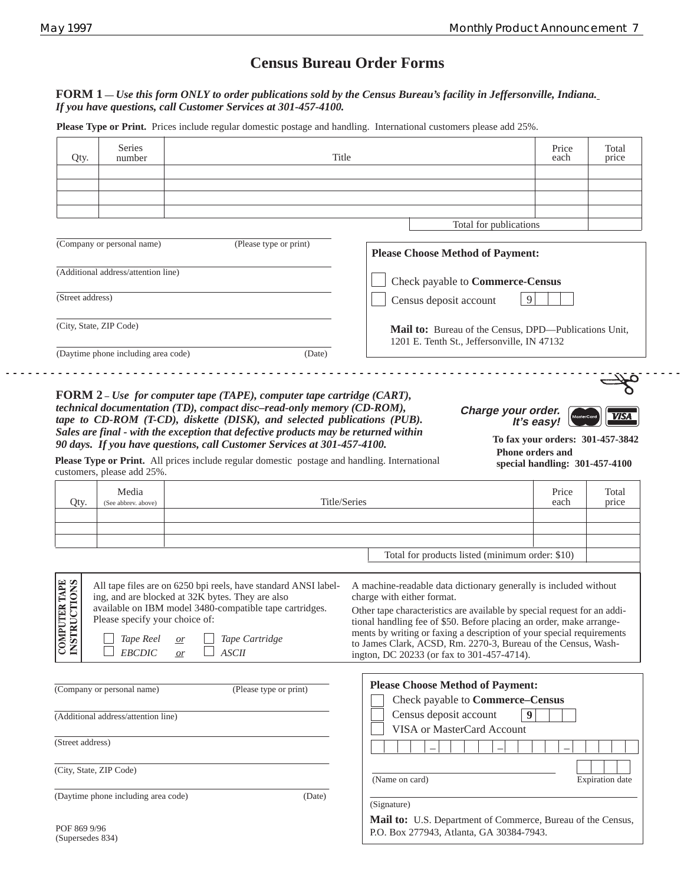# Census Bureau Order Forms

**FORM 1** — ***Use this form ONLY to order publications sold by the Census Bureau's facility in Jeffersonville, Indiana. If you have questions, call Customer Services at 301-457-4100.***

**Please Type or Print.** Prices include regular domestic postage and handling. International customers please add 25%.

| Qty. | Series number | Title | Price each | Total price |
|---|---|---|---|---|
| | | | | |
| | | | | |
| | | | | |
| | | | | |
| | | Total for publications | | |

(Company or personal name) (Please type or print)

(Additional address/attention line)

(Street address)

(City, State, ZIP Code)

(Daytime phone including area code) (Date)

**Please Choose Method of Payment:**

- ☐ Check payable to **Commerce-Census**
- ☐ Census deposit account 9☐☐☐

**Mail to:** Bureau of the Census, DPD—Publications Unit, 1201 E. Tenth St., Jeffersonville, IN 47132

---

**FORM 2** – ***Use for computer tape (TAPE), computer tape cartridge (CART), technical documentation (TD), compact disc–read-only memory (CD-ROM), tape to CD-ROM (T-CD), diskette (DISK), and selected publications (PUB). Sales are final - with the exception that defective products may be returned within 90 days. If you have questions, call Customer Services at 301-457-4100.***

**Please Type or Print.** All prices include regular domestic postage and handling. International customers, please add 25%.

***Charge your order. It's easy!*** MasterCard VISA

**To fax your orders: 301-457-3842**

**Phone orders and special handling: 301-457-4100**

| Qty. | Media (See abbrev. above) | Title/Series | Price each | Total price |
|---|---|---|---|---|
| | | | | |
| | | | | |
| | | | | |
| | | Total for products listed (minimum order: $10) | | |

**COMPUTER TAPE INSTRUCTIONS**

All tape files are on 6250 bpi reels, have standard ANSI labeling, and are blocked at 32K bytes. They are also available on IBM model 3480-compatible tape cartridges. Please specify your choice of:

- ☐ *Tape Reel* *or* ☐ *Tape Cartridge*
- ☐ *EBCDIC* *or* ☐ *ASCII*

A machine-readable data dictionary generally is included without charge with either format.

Other tape characteristics are available by special request for an additional handling fee of $50. Before placing an order, make arrangements by writing or faxing a description of your special requirements to James Clark, ACSD, Rm. 2270-3, Bureau of the Census, Washington, DC 20233 (or fax to 301-457-4714).

(Company or personal name) (Please type or print)

(Additional address/attention line)

(Street address)

(City, State, ZIP Code)

(Daytime phone including area code) (Date)

**Please Choose Method of Payment:**

- ☐ Check payable to **Commerce–Census**
- ☐ Census deposit account **9**☐☐☐
- ☐ VISA or MasterCard Account

☐☐☐☐ – ☐☐☐☐ – ☐☐☐☐ – ☐☐☐☐

(Name on card) Expiration date

(Signature)

**Mail to:** U.S. Department of Commerce, Bureau of the Census, P.O. Box 277943, Atlanta, GA 30384-7943.

POF 869 9/96
(Supersedes 834)